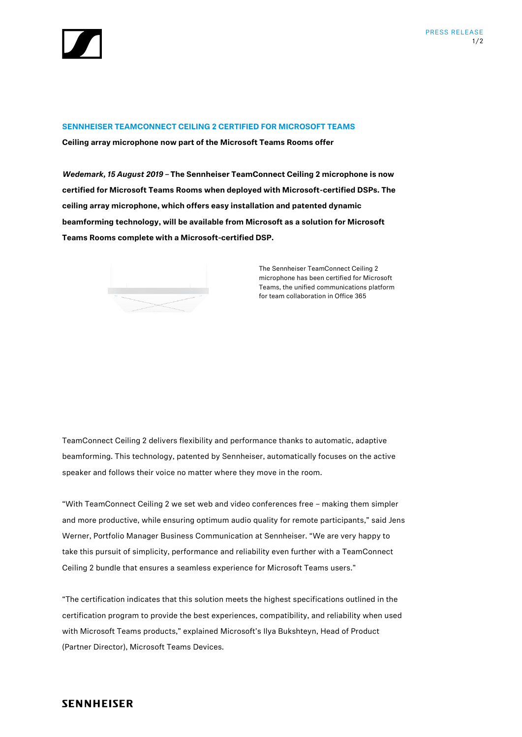## SENNHEISER TEAMCONNECT CEILING 2 CERTIFIED FOR MICROSOFT TEAMS

**Ceiling array microphone now part of the Microsoft Teams Rooms offer**

***Wedemark, 15 August 2019*** **– The Sennheiser TeamConnect Ceiling 2 microphone is now certified for Microsoft Teams Rooms when deployed with Microsoft-certified DSPs. The ceiling array microphone, which offers easy installation and patented dynamic beamforming technology, will be available from Microsoft as a solution for Microsoft Teams Rooms complete with a Microsoft-certified DSP.**

The Sennheiser TeamConnect Ceiling 2 microphone has been certified for Microsoft Teams, the unified communications platform for team collaboration in Office 365

TeamConnect Ceiling 2 delivers flexibility and performance thanks to automatic, adaptive beamforming. This technology, patented by Sennheiser, automatically focuses on the active speaker and follows their voice no matter where they move in the room.

"With TeamConnect Ceiling 2 we set web and video conferences free – making them simpler and more productive, while ensuring optimum audio quality for remote participants," said Jens Werner, Portfolio Manager Business Communication at Sennheiser. "We are very happy to take this pursuit of simplicity, performance and reliability even further with a TeamConnect Ceiling 2 bundle that ensures a seamless experience for Microsoft Teams users."

"The certification indicates that this solution meets the highest specifications outlined in the certification program to provide the best experiences, compatibility, and reliability when used with Microsoft Teams products," explained Microsoft's Ilya Bukshteyn, Head of Product (Partner Director), Microsoft Teams Devices.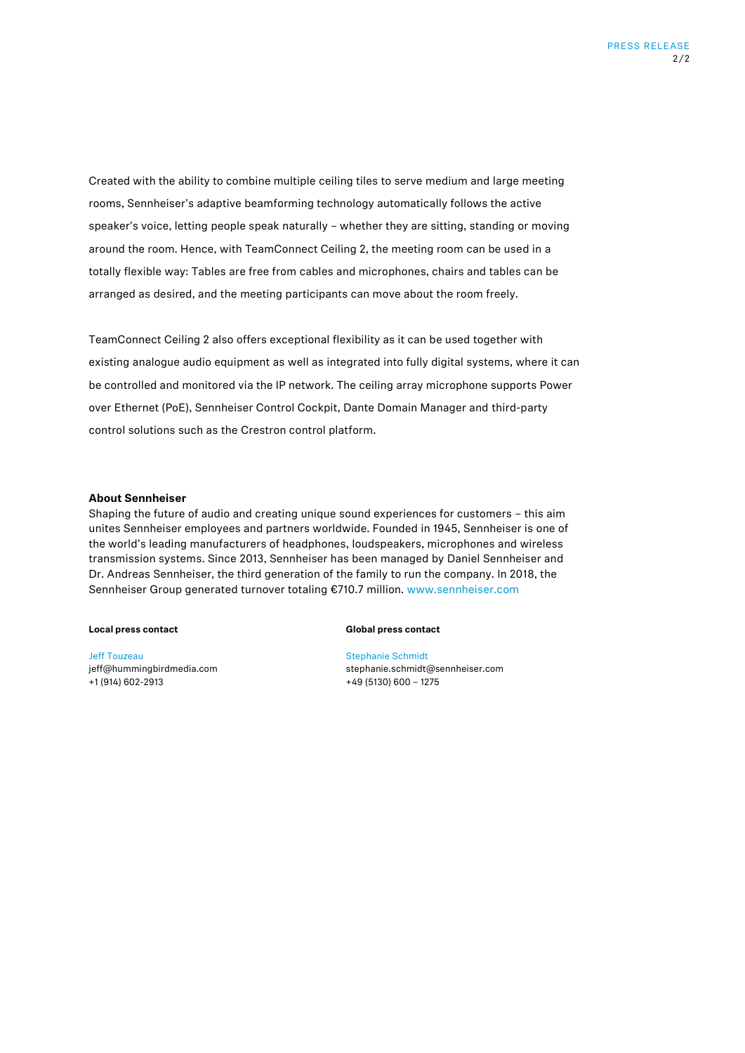Created with the ability to combine multiple ceiling tiles to serve medium and large meeting rooms, Sennheiser's adaptive beamforming technology automatically follows the active speaker's voice, letting people speak naturally – whether they are sitting, standing or moving around the room. Hence, with TeamConnect Ceiling 2, the meeting room can be used in a totally flexible way: Tables are free from cables and microphones, chairs and tables can be arranged as desired, and the meeting participants can move about the room freely.

TeamConnect Ceiling 2 also offers exceptional flexibility as it can be used together with existing analogue audio equipment as well as integrated into fully digital systems, where it can be controlled and monitored via the IP network. The ceiling array microphone supports Power over Ethernet (PoE), Sennheiser Control Cockpit, Dante Domain Manager and third-party control solutions such as the Crestron control platform.

**About Sennheiser**

Shaping the future of audio and creating unique sound experiences for customers – this aim unites Sennheiser employees and partners worldwide. Founded in 1945, Sennheiser is one of the world's leading manufacturers of headphones, loudspeakers, microphones and wireless transmission systems. Since 2013, Sennheiser has been managed by Daniel Sennheiser and Dr. Andreas Sennheiser, the third generation of the family to run the company. In 2018, the Sennheiser Group generated turnover totaling €710.7 million. www.sennheiser.com

**Local press contact**

Jeff Touzeau
jeff@hummingbirdmedia.com
+1 (914) 602-2913

**Global press contact**

Stephanie Schmidt
stephanie.schmidt@sennheiser.com
+49 (5130) 600 – 1275